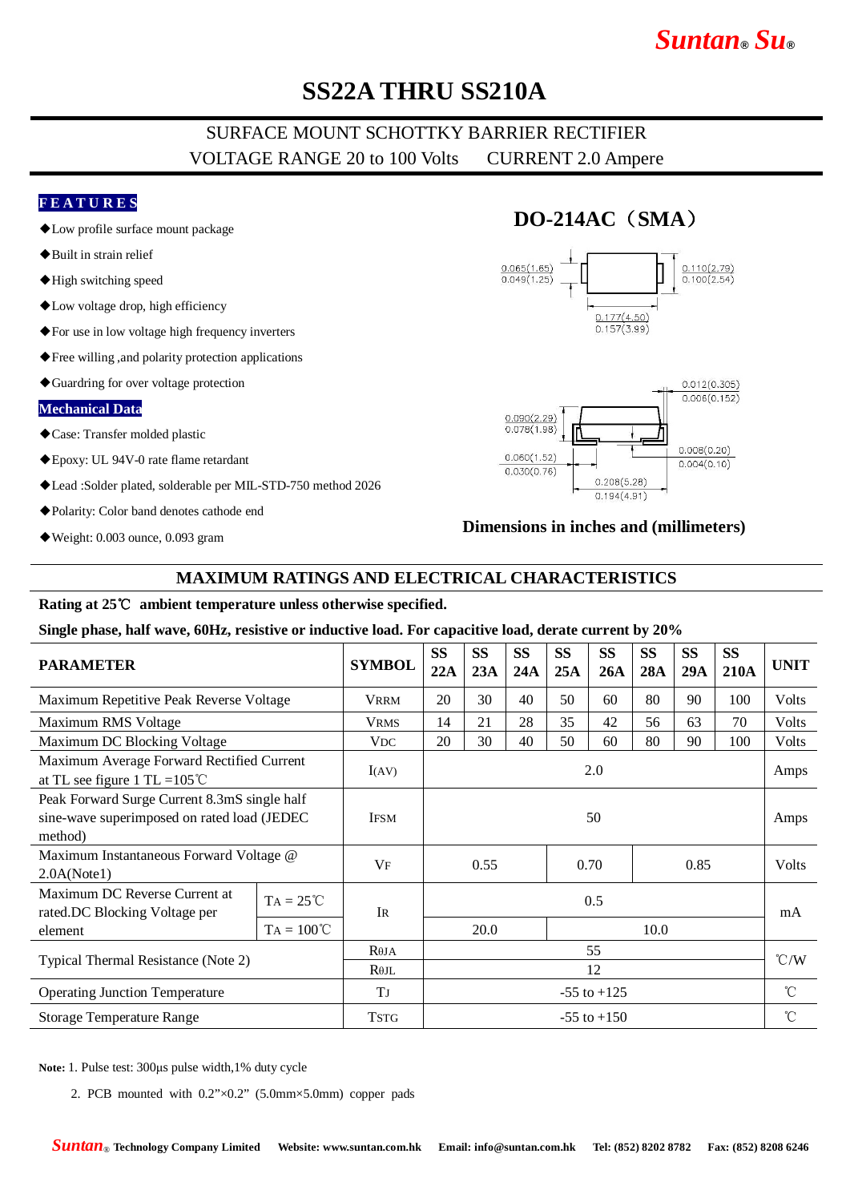# SS22A THRU SS210A

## SURFACE MOUNT SCHOTTKY BARRIER RECTIFIER

VOLTAGE RANGE 20 to 100 Volts    CURRENT 2.0 Ampere

### FEATURES

- ◆Low profile surface mount package
- ◆Built in strain relief
- ◆High switching speed
- ◆Low voltage drop, high efficiency
- ◆For use in low voltage high frequency inverters
- ◆Free willing ,and polarity protection applications
- ◆Guardring for over voltage protection

### Mechanical Data

- ◆Case: Transfer molded plastic
- ◆Epoxy: UL 94V-0 rate flame retardant
- ◆Lead :Solder plated, solderable per MIL-STD-750 method 2026
- ◆Polarity: Color band denotes cathode end
- ◆Weight: 0.003 ounce, 0.093 gram

### DO-214AC（SMA）

0.065(1.65) / 0.049(1.25)
0.110(2.79) / 0.100(2.54)
0.177(4.50) / 0.157(3.99)
0.012(0.305) / 0.006(0.152)
0.090(2.29) / 0.078(1.98)
0.060(1.52) / 0.030(0.76)
0.008(0.20) / 0.004(0.10)
0.208(5.28) / 0.194(4.91)

**Dimensions in inches and (millimeters)**

## MAXIMUM RATINGS AND ELECTRICAL CHARACTERISTICS

**Rating at 25℃ ambient temperature unless otherwise specified.**

**Single phase, half wave, 60Hz, resistive or inductive load. For capacitive load, derate current by 20%**

| PARAMETER | | SYMBOL | SS 22A | SS 23A | SS 24A | SS 25A | SS 26A | SS 28A | SS 29A | SS 210A | UNIT |
|---|---|---|---|---|---|---|---|---|---|---|---|
| Maximum Repetitive Peak Reverse Voltage | | $V_{RRM}$ | 20 | 30 | 40 | 50 | 60 | 80 | 90 | 100 | Volts |
| Maximum RMS Voltage | | $V_{RMS}$ | 14 | 21 | 28 | 35 | 42 | 56 | 63 | 70 | Volts |
| Maximum DC Blocking Voltage | | $V_{DC}$ | 20 | 30 | 40 | 50 | 60 | 80 | 90 | 100 | Volts |
| Maximum Average Forward Rectified Current at TL see figure 1 TL =105℃ | | $I_{(AV)}$ | 2.0 | | | | | | | | Amps |
| Peak Forward Surge Current 8.3mS single half sine-wave superimposed on rated load (JEDEC method) | | $I_{FSM}$ | 50 | | | | | | | | Amps |
| Maximum Instantaneous Forward Voltage @ 2.0A(Note1) | | $V_F$ | 0.55 | | | 0.70 | | 0.85 | | | Volts |
| Maximum DC Reverse Current at rated.DC Blocking Voltage per element | $T_A$ = 25℃ | $I_R$ | 0.5 | | | | | | | | mA |
| | $T_A$ = 100℃ | | 20.0 | | | 10.0 | | | | | |
| Typical Thermal Resistance (Note 2) | | $R_{θJA}$ | 55 | | | | | | | | ℃/W |
| | | $R_{θJL}$ | 12 | | | | | | | | |
| Operating Junction Temperature | | $T_J$ | -55 to +125 | | | | | | | | ℃ |
| Storage Temperature Range | | $T_{STG}$ | -55 to +150 | | | | | | | | ℃ |

**Note:** 1. Pulse test: 300μs pulse width,1% duty cycle

2. PCB mounted with 0.2”×0.2” (5.0mm×5.0mm) copper pads

Suntan® Technology Company Limited  Website: www.suntan.com.hk  Email: info@suntan.com.hk  Tel: (852) 8202 8782  Fax: (852) 8208 6246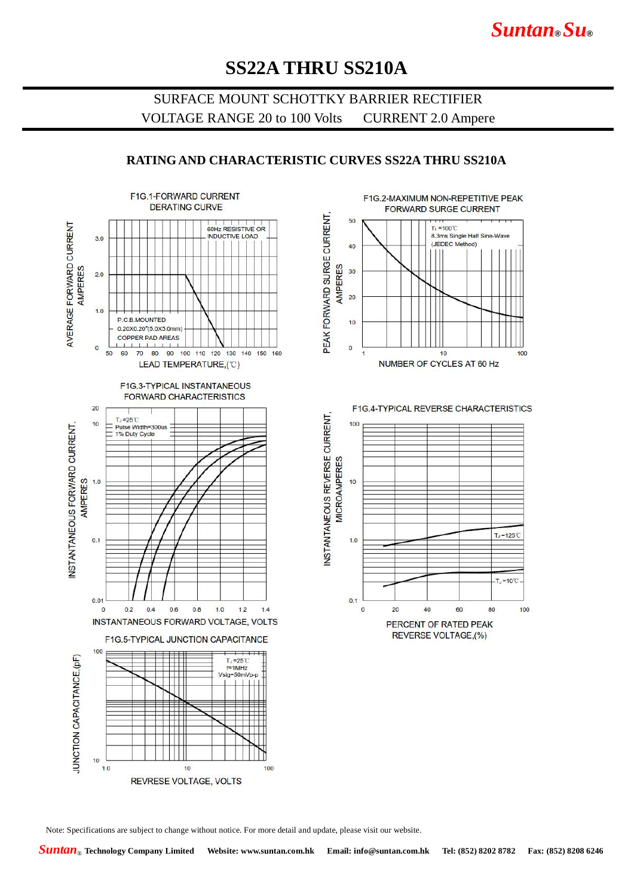# SS22A THRU SS210A

SURFACE MOUNT SCHOTTKY BARRIER RECTIFIER

VOLTAGE RANGE 20 to 100 Volts CURRENT 2.0 Ampere

## RATING AND CHARACTERISTIC CURVES SS22A THRU SS210A

F1G.1-FORWARD CURRENT DERATING CURVE

AVERAGE FORWARD CURRENT AMPERES

3.0
2.0
1.0
0

60Hz RESISTIVE OR INDUCTIVE LOAD

P.C.B.MOUNTED
0.20X0.20"(5.0X5.0mm)
COPPER PAD AREAS

50 60 70 80 90 100 110 120 130 140 150 160

LEAD TEMPERATURE,(℃)

F1G.2-MAXIMUM NON-REPETITIVE PEAK FORWARD SURGE CURRENT

PEAK FORWARD SURGE CURRENT, AMPERES

50
40
30
20
10
0

$T_L$=100℃
8.3ms Single Half Sine-Wave
(JEDEC Method)

1 10 100

NUMBER OF CYCLES AT 60 Hz

F1G.3-TYPICAL INSTANTANEOUS FORWARD CHARACTERISTICS

INSTANTANEOUS FORWARD CURRENT, AMPERES

20
10
1.0
0.1
0.01

$T_J$=25℃
Pulse Width=300us
1% Duty Cycle

0 0.2 0.4 0.6 0.8 1.0 1.2 1.4

INSTANTANEOUS FORWARD VOLTAGE, VOLTS

F1G.4-TYPICAL REVERSE CHARACTERISTICS

INSTANTANEOUS REVERSE CURRENT, MICROAMPERES

100
10
1.0
0.1

$T_J$=125℃
$T_J$=10℃

0 20 40 60 80 100

PERCENT OF RATED PEAK REVERSE VOLTAGE,(%)

F1G.5-TYPICAL JUNCTION CAPACITANCE

JUNCTION CAPACITANCE,(pF)

100
10

$T_J$=25℃
f=1MHz
Vsig=50mVp-p

1.0 10 100

REVRESE VOLTAGE, VOLTS

Note: Specifications are subject to change without notice. For more detail and update, please visit our website.

Suntan® Technology Company Limited Website: www.suntan.com.hk Email: info@suntan.com.hk Tel: (852) 8202 8782 Fax: (852) 8208 6246